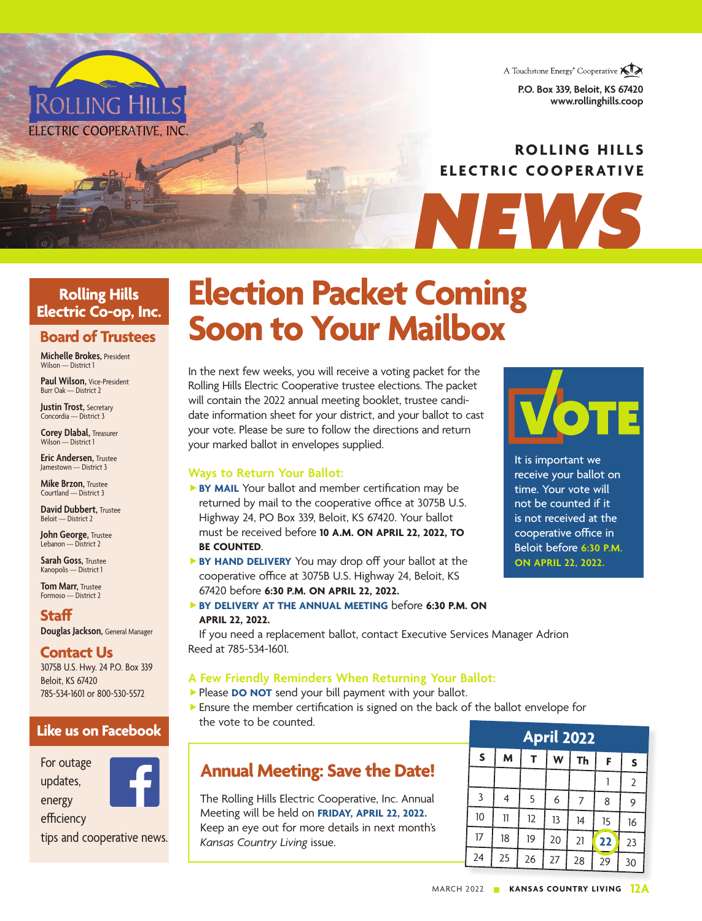ROLLING HILLS
ELECTRIC COOPERATIVE, INC.

A Touchstone Energy® Cooperative

P.O. Box 339, Beloit, KS 67420
www.rollinghills.coop

# ROLLING HILLS ELECTRIC COOPERATIVE NEWS

## Rolling Hills Electric Co-op, Inc.

### Board of Trustees

**Michelle Brokes,** President
Wilson — District 1

**Paul Wilson,** Vice-President
Burr Oak — District 2

**Justin Trost,** Secretary
Concordia — District 3

**Corey Dlabal,** Treasurer
Wilson — District 1

**Eric Andersen,** Trustee
Jamestown — District 3

**Mike Brzon,** Trustee
Courtland — District 3

**David Dubbert,** Trustee
Beloit — District 2

**John George,** Trustee
Lebanon — District 2

**Sarah Goss,** Trustee
Kanopolis — District 1

**Tom Marr,** Trustee
Formoso — District 2

### Staff

**Douglas Jackson,** General Manager

### Contact Us

3075B U.S. Hwy. 24 P.O. Box 339
Beloit, KS 67420
785-534-1601 or 800-530-5572

### Like us on Facebook

For outage updates, energy efficiency tips and cooperative news.

# Election Packet Coming Soon to Your Mailbox

In the next few weeks, you will receive a voting packet for the Rolling Hills Electric Cooperative trustee elections. The packet will contain the 2022 annual meeting booklet, trustee candidate information sheet for your district, and your ballot to cast your vote. Please be sure to follow the directions and return your marked ballot in envelopes supplied.

### Ways to Return Your Ballot:

- **BY MAIL** Your ballot and member certification may be returned by mail to the cooperative office at 3075B U.S. Highway 24, PO Box 339, Beloit, KS 67420. Your ballot must be received before **10 A.M. ON APRIL 22, 2022, TO BE COUNTED**.
- **BY HAND DELIVERY** You may drop off your ballot at the cooperative office at 3075B U.S. Highway 24, Beloit, KS 67420 before **6:30 P.M. ON APRIL 22, 2022.**
- **BY DELIVERY AT THE ANNUAL MEETING** before **6:30 P.M. ON APRIL 22, 2022.**

If you need a replacement ballot, contact Executive Services Manager Adrion Reed at 785-534-1601.

**VOTE**

It is important we receive your ballot on time. Your vote will not be counted if it is not received at the cooperative office in Beloit before **6:30 P.M. ON APRIL 22, 2022.**

### A Few Friendly Reminders When Returning Your Ballot:

- Please **DO NOT** send your bill payment with your ballot.
- Ensure the member certification is signed on the back of the ballot envelope for the vote to be counted.

## Annual Meeting: Save the Date!

The Rolling Hills Electric Cooperative, Inc. Annual Meeting will be held on **FRIDAY, APRIL 22, 2022.** Keep an eye out for more details in next month's *Kansas Country Living* issue.

**April 2022**

| S | M | T | W | Th | F | S |
|---|---|---|---|---|---|---|
| | | | | | 1 | 2 |
| 3 | 4 | 5 | 6 | 7 | 8 | 9 |
| 10 | 11 | 12 | 13 | 14 | 15 | 16 |
| 17 | 18 | 19 | 20 | 21 | **22** | 23 |
| 24 | 25 | 26 | 27 | 28 | 29 | 30 |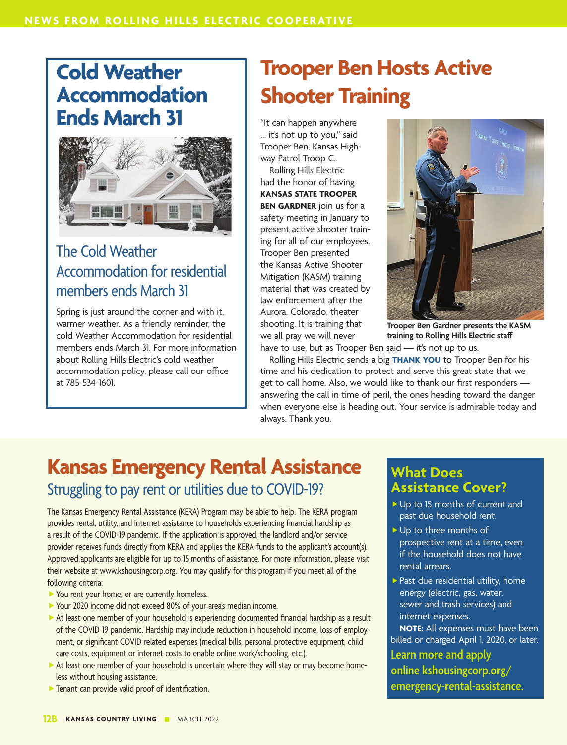# Cold Weather Accommodation Ends March 31

## The Cold Weather Accommodation for residential members ends March 31

Spring is just around the corner and with it, warmer weather. As a friendly reminder, the cold Weather Accommodation for residential members ends March 31. For more information about Rolling Hills Electric's cold weather accommodation policy, please call our office at 785-534-1601.

# Trooper Ben Hosts Active Shooter Training

"It can happen anywhere ... it's not up to you," said Trooper Ben, Kansas Highway Patrol Troop C.

Rolling Hills Electric had the honor of having **KANSAS STATE TROOPER BEN GARDNER** join us for a safety meeting in January to present active shooter training for all of our employees. Trooper Ben presented the Kansas Active Shooter Mitigation (KASM) training material that was created by law enforcement after the Aurora, Colorado, theater shooting. It is training that we all pray we will never have to use, but as Trooper Ben said — it's not up to us.

**Trooper Ben Gardner presents the KASM training to Rolling Hills Electric staff**

Rolling Hills Electric sends a big **THANK YOU** to Trooper Ben for his time and his dedication to protect and serve this great state that we get to call home. Also, we would like to thank our first responders — answering the call in time of peril, the ones heading toward the danger when everyone else is heading out. Your service is admirable today and always. Thank you.

# Kansas Emergency Rental Assistance

## Struggling to pay rent or utilities due to COVID-19?

The Kansas Emergency Rental Assistance (KERA) Program may be able to help. The KERA program provides rental, utility, and internet assistance to households experiencing financial hardship as a result of the COVID-19 pandemic. If the application is approved, the landlord and/or service provider receives funds directly from KERA and applies the KERA funds to the applicant's account(s). Approved applicants are eligible for up to 15 months of assistance. For more information, please visit their website at www.kshousingcorp.org. You may qualify for this program if you meet all of the following criteria:

- You rent your home, or are currently homeless.
- Your 2020 income did not exceed 80% of your area's median income.
- At least one member of your household is experiencing documented financial hardship as a result of the COVID-19 pandemic. Hardship may include reduction in household income, loss of employment, or significant COVID-related expenses (medical bills, personal protective equipment, child care costs, equipment or internet costs to enable online work/schooling, etc.).
- At least one member of your household is uncertain where they will stay or may become homeless without housing assistance.
- Tenant can provide valid proof of identification.

## What Does Assistance Cover?

- Up to 15 months of current and past due household rent.
- Up to three months of prospective rent at a time, even if the household does not have rental arrears.
- Past due residential utility, home energy (electric, gas, water, sewer and trash services) and internet expenses.

**NOTE:** All expenses must have been billed or charged April 1, 2020, or later.

**Learn more and apply online kshousingcorp.org/emergency-rental-assistance.**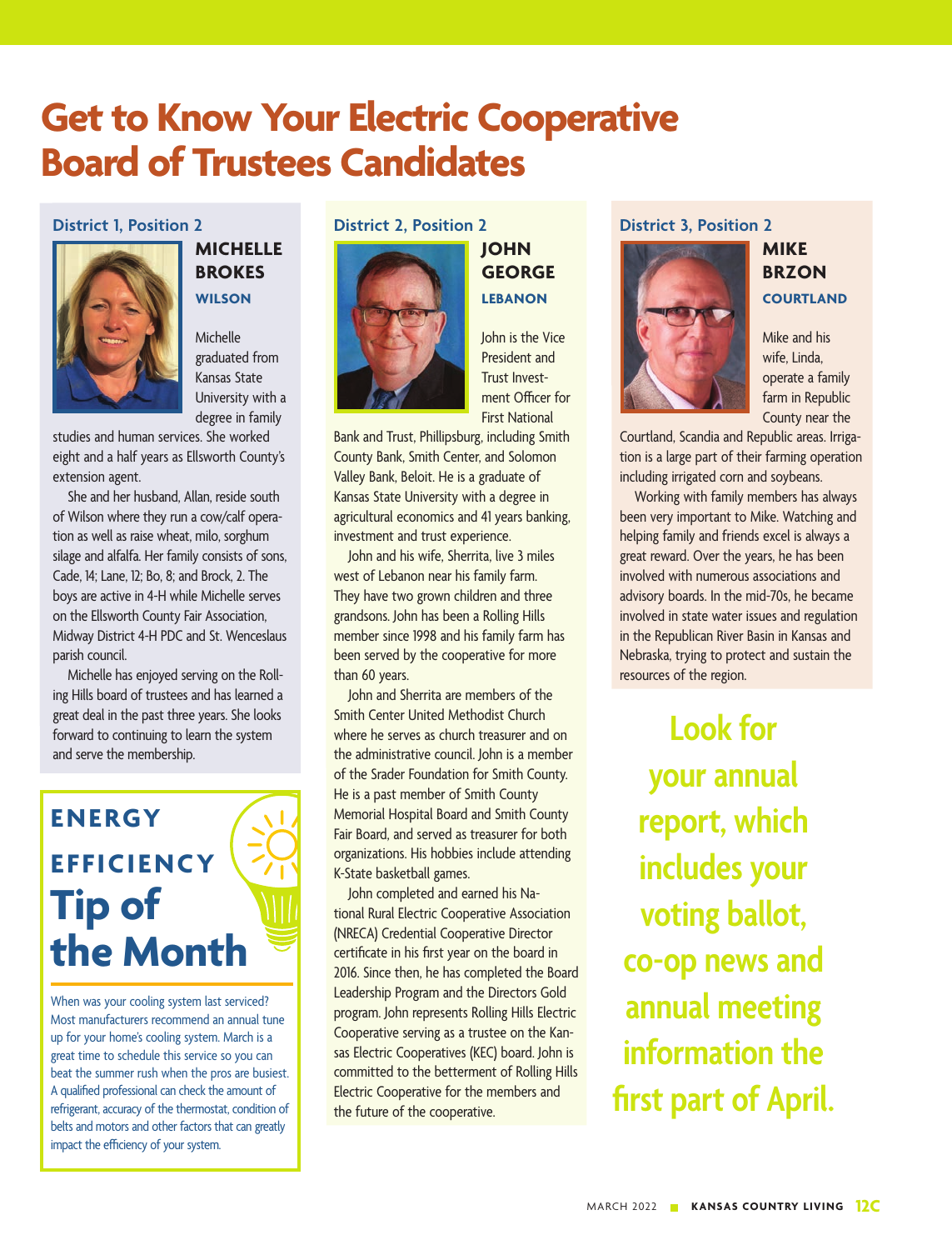# Get to Know Your Electric Cooperative Board of Trustees Candidates

### District 1, Position 2

**MICHELLE BROKES**

**WILSON**

Michelle graduated from Kansas State University with a degree in family studies and human services. She worked eight and a half years as Ellsworth County's extension agent.

She and her husband, Allan, reside south of Wilson where they run a cow/calf operation as well as raise wheat, milo, sorghum silage and alfalfa. Her family consists of sons, Cade, 14; Lane, 12; Bo, 8; and Brock, 2. The boys are active in 4-H while Michelle serves on the Ellsworth County Fair Association, Midway District 4-H PDC and St. Wenceslaus parish council.

Michelle has enjoyed serving on the Rolling Hills board of trustees and has learned a great deal in the past three years. She looks forward to continuing to learn the system and serve the membership.

## ENERGY EFFICIENCY Tip of the Month

When was your cooling system last serviced? Most manufacturers recommend an annual tune up for your home's cooling system. March is a great time to schedule this service so you can beat the summer rush when the pros are busiest. A qualified professional can check the amount of refrigerant, accuracy of the thermostat, condition of belts and motors and other factors that can greatly impact the efficiency of your system.

### District 2, Position 2

**JOHN GEORGE**

**LEBANON**

John is the Vice President and Trust Investment Officer for First National Bank and Trust, Phillipsburg, including Smith County Bank, Smith Center, and Solomon Valley Bank, Beloit. He is a graduate of Kansas State University with a degree in agricultural economics and 41 years banking, investment and trust experience.

John and his wife, Sherrita, live 3 miles west of Lebanon near his family farm. They have two grown children and three grandsons. John has been a Rolling Hills member since 1998 and his family farm has been served by the cooperative for more than 60 years.

John and Sherrita are members of the Smith Center United Methodist Church where he serves as church treasurer and on the administrative council. John is a member of the Srader Foundation for Smith County. He is a past member of Smith County Memorial Hospital Board and Smith County Fair Board, and served as treasurer for both organizations. His hobbies include attending K-State basketball games.

John completed and earned his National Rural Electric Cooperative Association (NRECA) Credential Cooperative Director certificate in his first year on the board in 2016. Since then, he has completed the Board Leadership Program and the Directors Gold program. John represents Rolling Hills Electric Cooperative serving as a trustee on the Kansas Electric Cooperatives (KEC) board. John is committed to the betterment of Rolling Hills Electric Cooperative for the members and the future of the cooperative.

### District 3, Position 2

**MIKE BRZON**

**COURTLAND**

Mike and his wife, Linda, operate a family farm in Republic County near the Courtland, Scandia and Republic areas. Irrigation is a large part of their farming operation including irrigated corn and soybeans.

Working with family members has always been very important to Mike. Watching and helping family and friends excel is always a great reward. Over the years, he has been involved with numerous associations and advisory boards. In the mid-70s, he became involved in state water issues and regulation in the Republican River Basin in Kansas and Nebraska, trying to protect and sustain the resources of the region.

**Look for your annual report, which includes your voting ballot, co-op news and annual meeting information the first part of April.**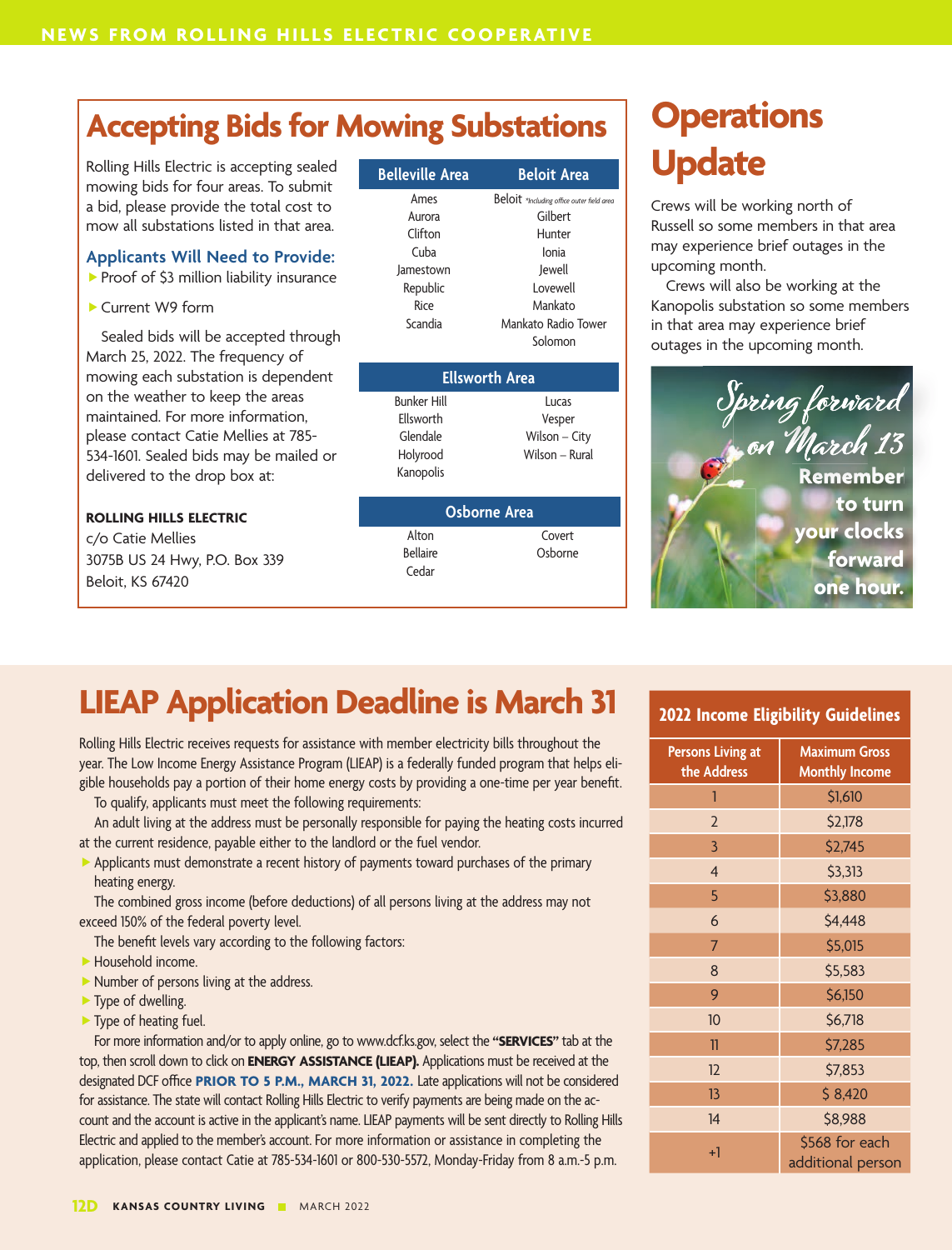# Accepting Bids for Mowing Substations

Rolling Hills Electric is accepting sealed mowing bids for four areas. To submit a bid, please provide the total cost to mow all substations listed in that area.

### Applicants Will Need to Provide:

- Proof of $3 million liability insurance
- Current W9 form

Sealed bids will be accepted through March 25, 2022. The frequency of mowing each substation is dependent on the weather to keep the areas maintained. For more information, please contact Catie Mellies at 785-534-1601. Sealed bids may be mailed or delivered to the drop box at:

**ROLLING HILLS ELECTRIC**
c/o Catie Mellies
3075B US 24 Hwy, P.O. Box 339
Beloit, KS 67420

| Belleville Area | Beloit Area |
|---|---|
| Ames | Beloit *Including office outer field area |
| Aurora | Gilbert |
| Clifton | Hunter |
| Cuba | Ionia |
| Jamestown | Jewell |
| Republic | Lovewell |
| Rice | Mankato |
| Scandia | Mankato Radio Tower |
| | Solomon |

| Ellsworth Area | |
|---|---|
| Bunker Hill | Lucas |
| Ellsworth | Vesper |
| Glendale | Wilson – City |
| Holyrood | Wilson – Rural |
| Kanopolis | |

| Osborne Area | |
|---|---|
| Alton | Covert |
| Bellaire | Osborne |
| Cedar | |

# Operations Update

Crews will be working north of Russell so some members in that area may experience brief outages in the upcoming month.

Crews will also be working at the Kanopolis substation so some members in that area may experience brief outages in the upcoming month.

Spring forward on March 13

Remember to turn your clocks forward one hour.

# LIEAP Application Deadline is March 31

Rolling Hills Electric receives requests for assistance with member electricity bills throughout the year. The Low Income Energy Assistance Program (LIEAP) is a federally funded program that helps eligible households pay a portion of their home energy costs by providing a one-time per year benefit.

To qualify, applicants must meet the following requirements:

An adult living at the address must be personally responsible for paying the heating costs incurred at the current residence, payable either to the landlord or the fuel vendor.

- Applicants must demonstrate a recent history of payments toward purchases of the primary heating energy.

The combined gross income (before deductions) of all persons living at the address may not exceed 150% of the federal poverty level.

The benefit levels vary according to the following factors:

- Household income.
- Number of persons living at the address.
- Type of dwelling.
- Type of heating fuel.

For more information and/or to apply online, go to www.dcf.ks.gov, select the **"SERVICES"** tab at the top, then scroll down to click on **ENERGY ASSISTANCE (LIEAP).** Applications must be received at the designated DCF office **PRIOR TO 5 P.M., MARCH 31, 2022.** Late applications will not be considered for assistance. The state will contact Rolling Hills Electric to verify payments are being made on the account and the account is active in the applicant's name. LIEAP payments will be sent directly to Rolling Hills Electric and applied to the member's account. For more information or assistance in completing the application, please contact Catie at 785-534-1601 or 800-530-5572, Monday-Friday from 8 a.m.-5 p.m.

**2022 Income Eligibility Guidelines**

| Persons Living at the Address | Maximum Gross Monthly Income |
|---|---|
| 1 | $1,610 |
| 2 | $2,178 |
| 3 | $2,745 |
| 4 | $3,313 |
| 5 | $3,880 |
| 6 | $4,448 |
| 7 | $5,015 |
| 8 | $5,583 |
| 9 | $6,150 |
| 10 | $6,718 |
| 11 | $7,285 |
| 12 | $7,853 |
| 13 | $ 8,420 |
| 14 | $8,988 |
| +1 | $568 for each additional person |